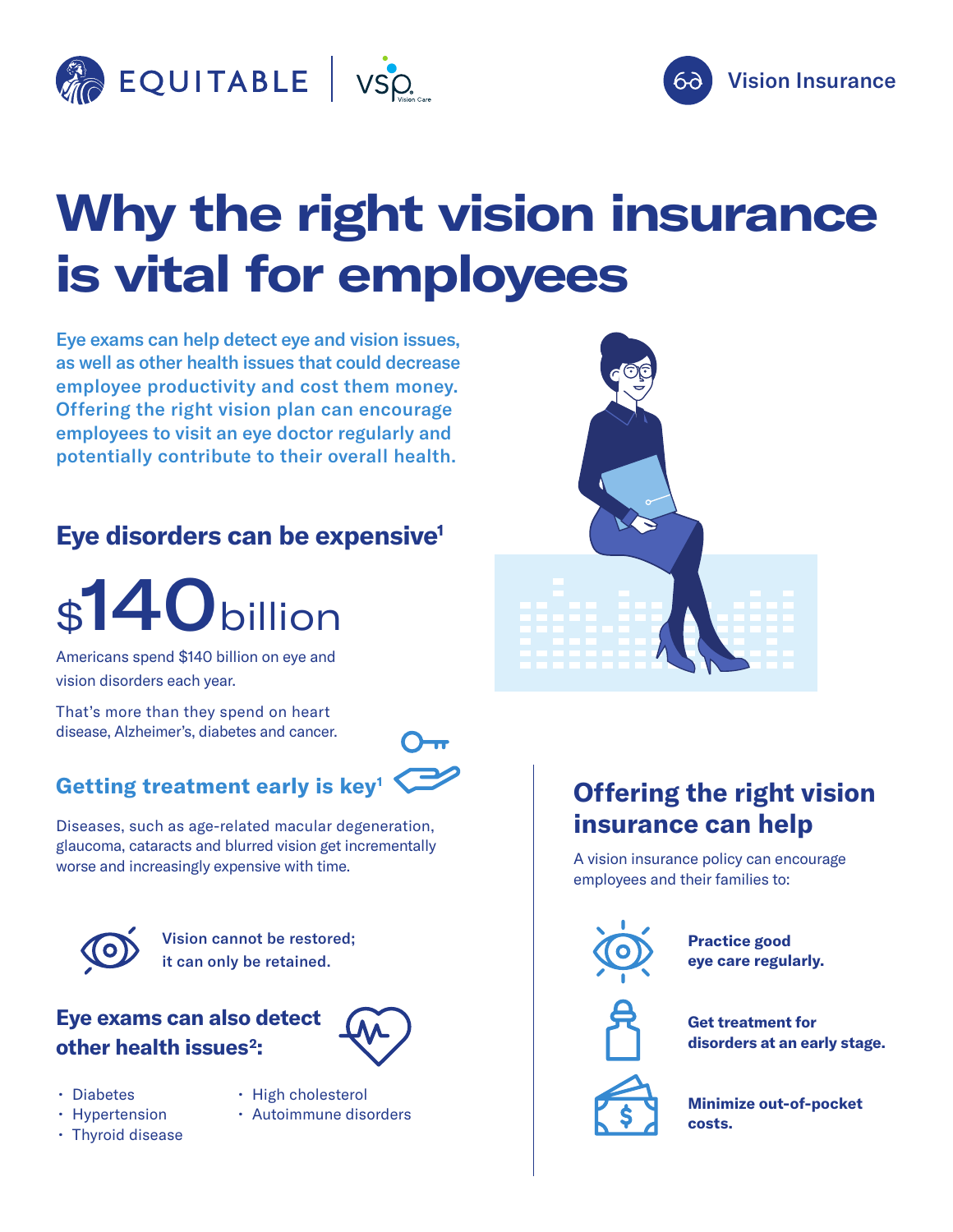EQUITABLE | VSP Vision Care

Vision Insurance

# Why the right vision insurance is vital for employees

Eye exams can help detect eye and vision issues, as well as other health issues that could decrease employee productivity and cost them money. Offering the right vision plan can encourage employees to visit an eye doctor regularly and potentially contribute to their overall health.

## Eye disorders can be expensive[1]

**$140 billion**

Americans spend $140 billion on eye and vision disorders each year.

That's more than they spend on heart disease, Alzheimer's, diabetes and cancer.

## Getting treatment early is key[1]

Diseases, such as age-related macular degeneration, glaucoma, cataracts and blurred vision get incrementally worse and increasingly expensive with time.

**Vision cannot be restored; it can only be retained.**

## Eye exams can also detect other health issues[2]:

- Diabetes
- Hypertension
- Thyroid disease
- High cholesterol
- Autoimmune disorders

## Offering the right vision insurance can help

A vision insurance policy can encourage employees and their families to:

- **Practice good eye care regularly.**
- **Get treatment for disorders at an early stage.**
- **Minimize out-of-pocket costs.**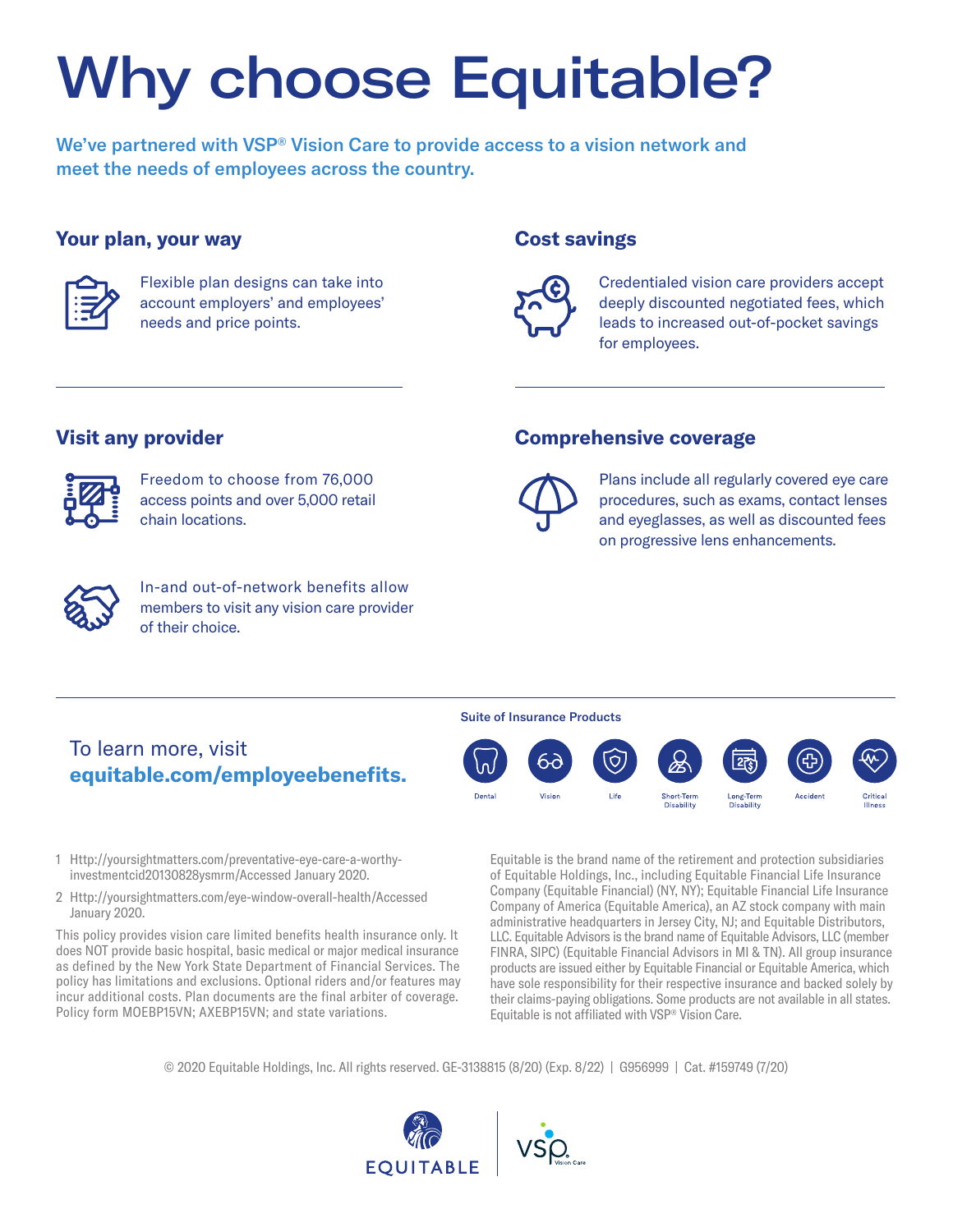# Why choose Equitable?

**We've partnered with VSP® Vision Care to provide access to a vision network and meet the needs of employees across the country.**

## Your plan, your way

Flexible plan designs can take into account employers' and employees' needs and price points.

## Cost savings

Credentialed vision care providers accept deeply discounted negotiated fees, which leads to increased out-of-pocket savings for employees.

## Visit any provider

Freedom to choose from 76,000 access points and over 5,000 retail chain locations.

In-and out-of-network benefits allow members to visit any vision care provider of their choice.

## Comprehensive coverage

Plans include all regularly covered eye care procedures, such as exams, contact lenses and eyeglasses, as well as discounted fees on progressive lens enhancements.

To learn more, visit **equitable.com/employeebenefits.**

**Suite of Insurance Products**

Dental
Vision
Life
Short-Term Disability
Long-Term Disability
Accident
Critical Illness

1 Http://yoursightmatters.com/preventative-eye-care-a-worthy-investmentcid20130828ysmrm/Accessed January 2020.

2 Http://yoursightmatters.com/eye-window-overall-health/Accessed January 2020.

This policy provides vision care limited benefits health insurance only. It does NOT provide basic hospital, basic medical or major medical insurance as defined by the New York State Department of Financial Services. The policy has limitations and exclusions. Optional riders and/or features may incur additional costs. Plan documents are the final arbiter of coverage. Policy form MOEBP15VN; AXEBP15VN; and state variations.

Equitable is the brand name of the retirement and protection subsidiaries of Equitable Holdings, Inc., including Equitable Financial Life Insurance Company (Equitable Financial) (NY, NY); Equitable Financial Life Insurance Company of America (Equitable America), an AZ stock company with main administrative headquarters in Jersey City, NJ; and Equitable Distributors, LLC. Equitable Advisors is the brand name of Equitable Advisors, LLC (member FINRA, SIPC) (Equitable Financial Advisors in MI & TN). All group insurance products are issued either by Equitable Financial or Equitable America, which have sole responsibility for their respective insurance and backed solely by their claims-paying obligations. Some products are not available in all states. Equitable is not affiliated with VSP® Vision Care.

© 2020 Equitable Holdings, Inc. All rights reserved. GE-3138815 (8/20) (Exp. 8/22) | G956999 | Cat. #159749 (7/20)

EQUITABLE | VSP Vision Care